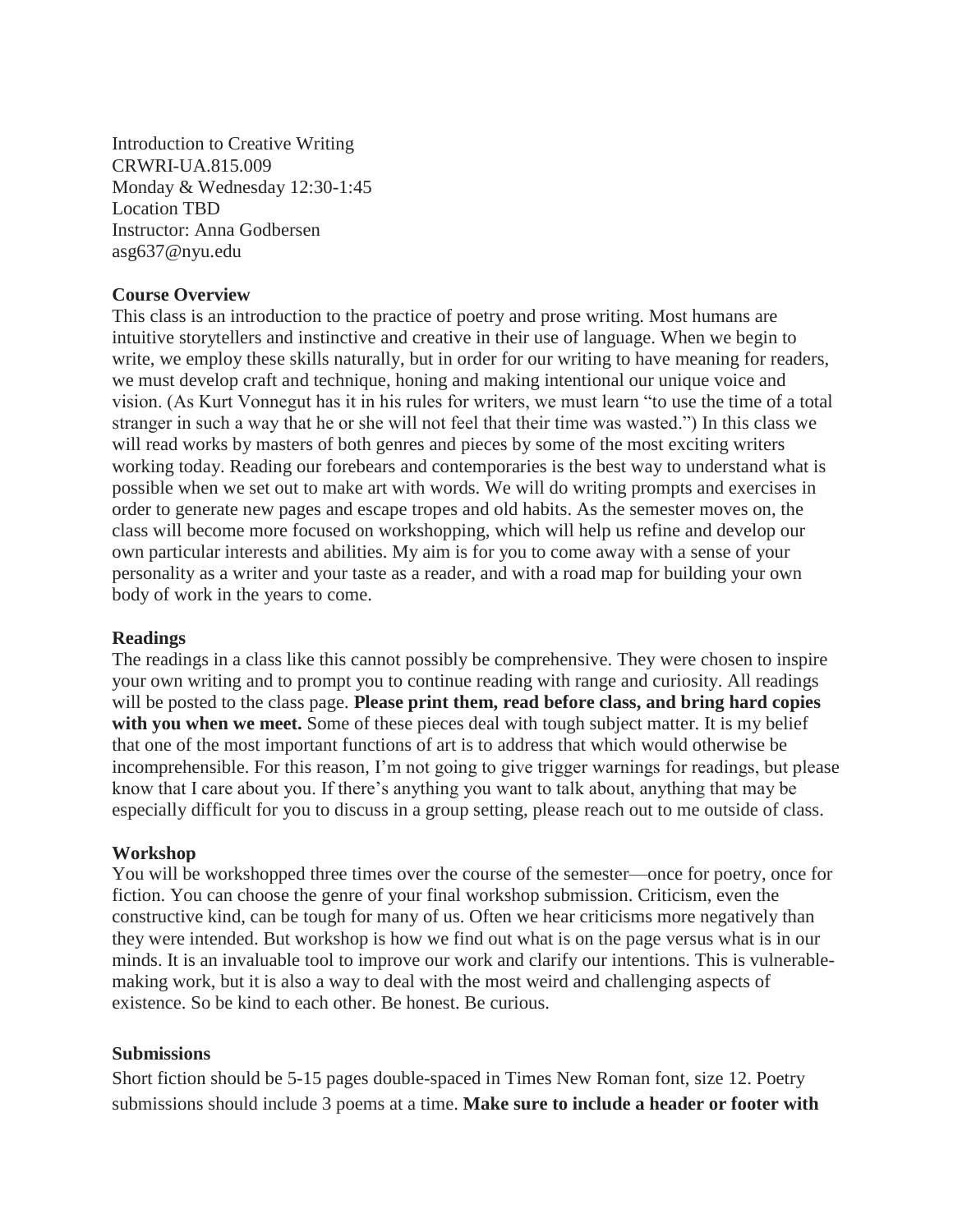Introduction to Creative Writing
CRWRI-UA.815.009
Monday & Wednesday 12:30-1:45
Location TBD
Instructor: Anna Godbersen
asg637@nyu.edu

**Course Overview**

This class is an introduction to the practice of poetry and prose writing. Most humans are intuitive storytellers and instinctive and creative in their use of language. When we begin to write, we employ these skills naturally, but in order for our writing to have meaning for readers, we must develop craft and technique, honing and making intentional our unique voice and vision. (As Kurt Vonnegut has it in his rules for writers, we must learn "to use the time of a total stranger in such a way that he or she will not feel that their time was wasted.") In this class we will read works by masters of both genres and pieces by some of the most exciting writers working today. Reading our forebears and contemporaries is the best way to understand what is possible when we set out to make art with words. We will do writing prompts and exercises in order to generate new pages and escape tropes and old habits. As the semester moves on, the class will become more focused on workshopping, which will help us refine and develop our own particular interests and abilities. My aim is for you to come away with a sense of your personality as a writer and your taste as a reader, and with a road map for building your own body of work in the years to come.

**Readings**

The readings in a class like this cannot possibly be comprehensive. They were chosen to inspire your own writing and to prompt you to continue reading with range and curiosity. All readings will be posted to the class page. **Please print them, read before class, and bring hard copies with you when we meet.** Some of these pieces deal with tough subject matter. It is my belief that one of the most important functions of art is to address that which would otherwise be incomprehensible. For this reason, I'm not going to give trigger warnings for readings, but please know that I care about you. If there's anything you want to talk about, anything that may be especially difficult for you to discuss in a group setting, please reach out to me outside of class.

**Workshop**

You will be workshopped three times over the course of the semester—once for poetry, once for fiction. You can choose the genre of your final workshop submission. Criticism, even the constructive kind, can be tough for many of us. Often we hear criticisms more negatively than they were intended. But workshop is how we find out what is on the page versus what is in our minds. It is an invaluable tool to improve our work and clarify our intentions. This is vulnerable-making work, but it is also a way to deal with the most weird and challenging aspects of existence. So be kind to each other. Be honest. Be curious.

**Submissions**

Short fiction should be 5-15 pages double-spaced in Times New Roman font, size 12. Poetry submissions should include 3 poems at a time. **Make sure to include a header or footer with**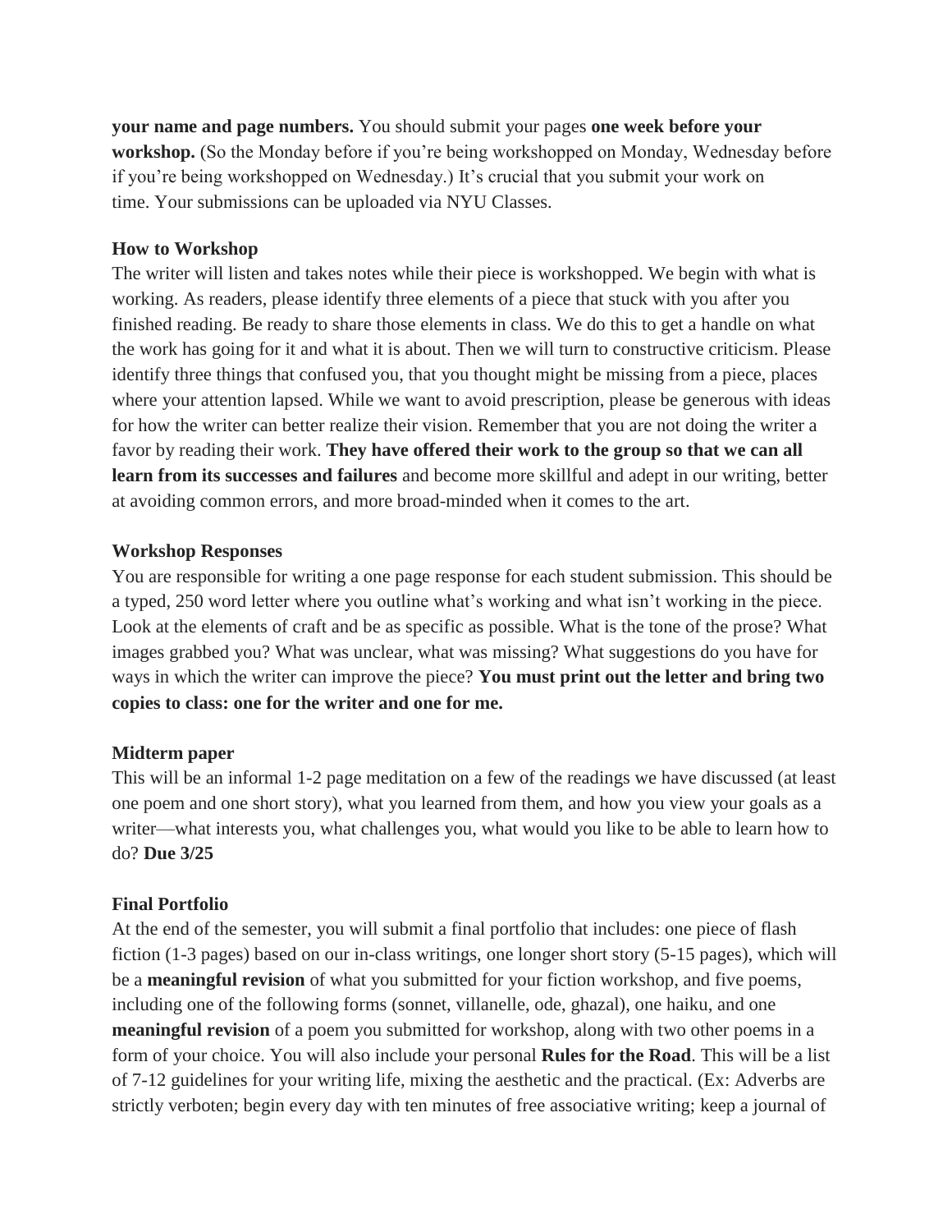**your name and page numbers.** You should submit your pages **one week before your workshop.** (So the Monday before if you're being workshopped on Monday, Wednesday before if you're being workshopped on Wednesday.) It's crucial that you submit your work on time. Your submissions can be uploaded via NYU Classes.

**How to Workshop**

The writer will listen and takes notes while their piece is workshopped. We begin with what is working. As readers, please identify three elements of a piece that stuck with you after you finished reading. Be ready to share those elements in class. We do this to get a handle on what the work has going for it and what it is about. Then we will turn to constructive criticism. Please identify three things that confused you, that you thought might be missing from a piece, places where your attention lapsed. While we want to avoid prescription, please be generous with ideas for how the writer can better realize their vision. Remember that you are not doing the writer a favor by reading their work. **They have offered their work to the group so that we can all learn from its successes and failures** and become more skillful and adept in our writing, better at avoiding common errors, and more broad-minded when it comes to the art.

**Workshop Responses**

You are responsible for writing a one page response for each student submission. This should be a typed, 250 word letter where you outline what's working and what isn't working in the piece. Look at the elements of craft and be as specific as possible. What is the tone of the prose? What images grabbed you? What was unclear, what was missing? What suggestions do you have for ways in which the writer can improve the piece? **You must print out the letter and bring two copies to class: one for the writer and one for me.**

**Midterm paper**

This will be an informal 1-2 page meditation on a few of the readings we have discussed (at least one poem and one short story), what you learned from them, and how you view your goals as a writer—what interests you, what challenges you, what would you like to be able to learn how to do? **Due 3/25**

**Final Portfolio**

At the end of the semester, you will submit a final portfolio that includes: one piece of flash fiction (1-3 pages) based on our in-class writings, one longer short story (5-15 pages), which will be a **meaningful revision** of what you submitted for your fiction workshop, and five poems, including one of the following forms (sonnet, villanelle, ode, ghazal), one haiku, and one **meaningful revision** of a poem you submitted for workshop, along with two other poems in a form of your choice. You will also include your personal **Rules for the Road**. This will be a list of 7-12 guidelines for your writing life, mixing the aesthetic and the practical. (Ex: Adverbs are strictly verboten; begin every day with ten minutes of free associative writing; keep a journal of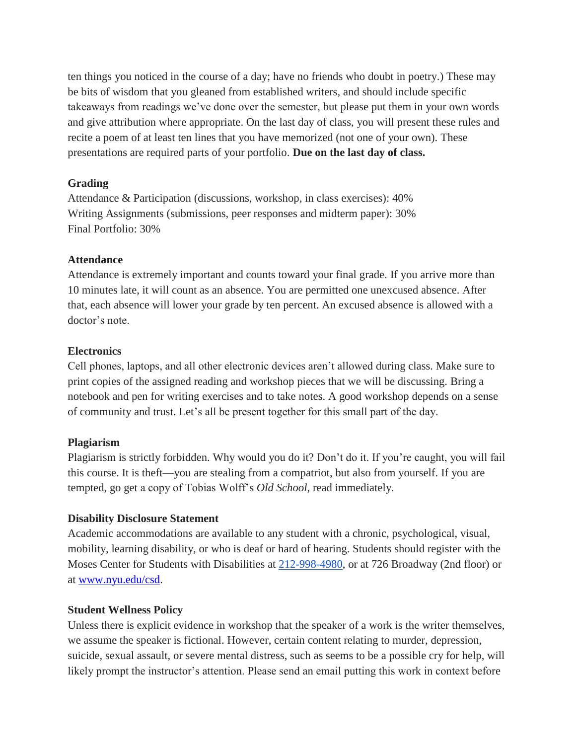ten things you noticed in the course of a day; have no friends who doubt in poetry.) These may be bits of wisdom that you gleaned from established writers, and should include specific takeaways from readings we've done over the semester, but please put them in your own words and give attribution where appropriate. On the last day of class, you will present these rules and recite a poem of at least ten lines that you have memorized (not one of your own). These presentations are required parts of your portfolio. **Due on the last day of class.**

**Grading**

Attendance & Participation (discussions, workshop, in class exercises): 40%
Writing Assignments (submissions, peer responses and midterm paper): 30%
Final Portfolio: 30%

**Attendance**

Attendance is extremely important and counts toward your final grade. If you arrive more than 10 minutes late, it will count as an absence. You are permitted one unexcused absence. After that, each absence will lower your grade by ten percent. An excused absence is allowed with a doctor's note.

**Electronics**

Cell phones, laptops, and all other electronic devices aren't allowed during class. Make sure to print copies of the assigned reading and workshop pieces that we will be discussing. Bring a notebook and pen for writing exercises and to take notes. A good workshop depends on a sense of community and trust. Let's all be present together for this small part of the day.

**Plagiarism**

Plagiarism is strictly forbidden. Why would you do it? Don't do it. If you're caught, you will fail this course. It is theft—you are stealing from a compatriot, but also from yourself. If you are tempted, go get a copy of Tobias Wolff's *Old School*, read immediately.

**Disability Disclosure Statement**

Academic accommodations are available to any student with a chronic, psychological, visual, mobility, learning disability, or who is deaf or hard of hearing. Students should register with the Moses Center for Students with Disabilities at 212-998-4980, or at 726 Broadway (2nd floor) or at www.nyu.edu/csd.

**Student Wellness Policy**

Unless there is explicit evidence in workshop that the speaker of a work is the writer themselves, we assume the speaker is fictional. However, certain content relating to murder, depression, suicide, sexual assault, or severe mental distress, such as seems to be a possible cry for help, will likely prompt the instructor's attention. Please send an email putting this work in context before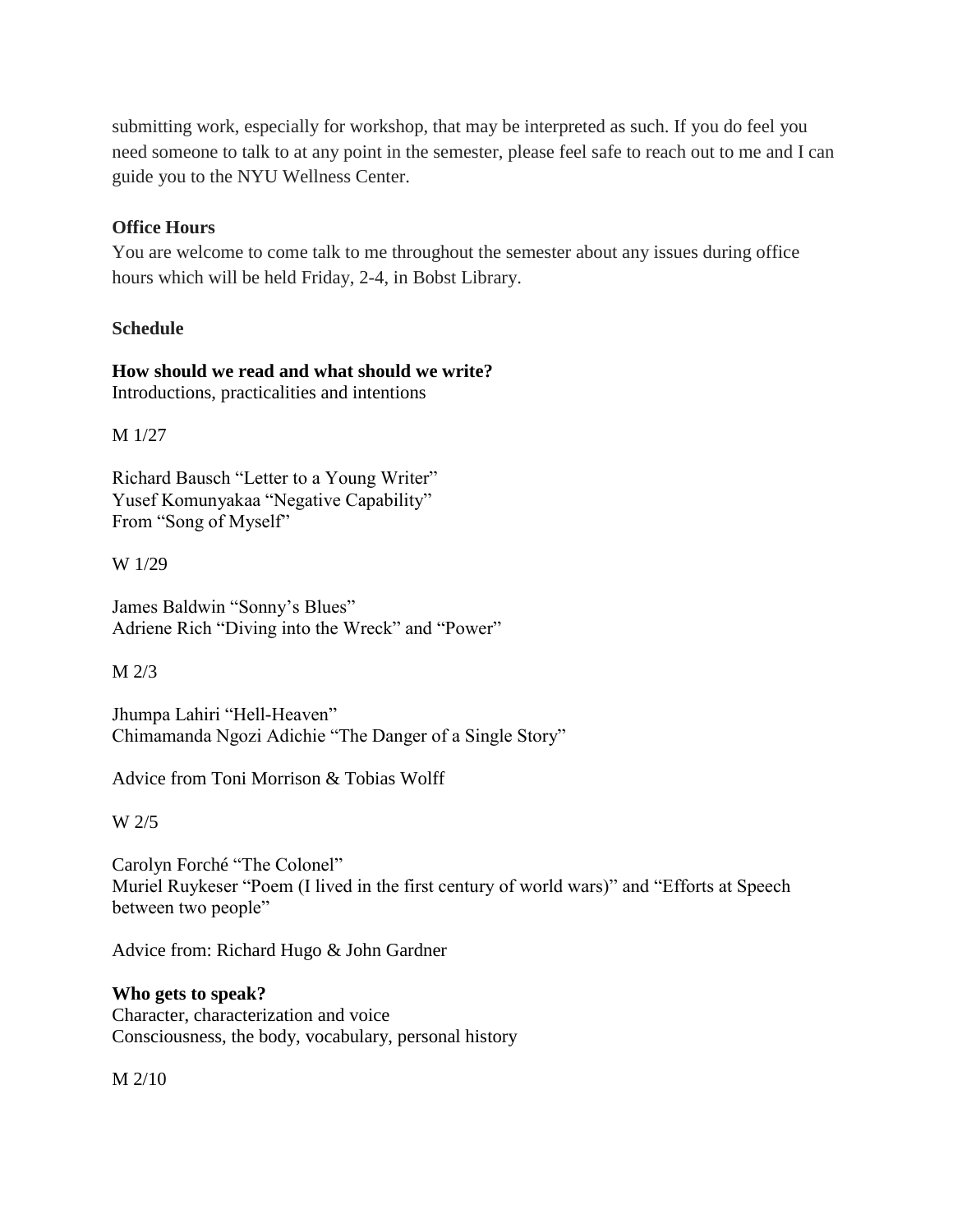submitting work, especially for workshop, that may be interpreted as such. If you do feel you need someone to talk to at any point in the semester, please feel safe to reach out to me and I can guide you to the NYU Wellness Center.

**Office Hours**

You are welcome to come talk to me throughout the semester about any issues during office hours which will be held Friday, 2-4, in Bobst Library.

**Schedule**

**How should we read and what should we write?**

Introductions, practicalities and intentions

M 1/27

Richard Bausch "Letter to a Young Writer"
Yusef Komunyakaa "Negative Capability"
From "Song of Myself"

W 1/29

James Baldwin "Sonny's Blues"
Adriene Rich "Diving into the Wreck" and "Power"

M 2/3

Jhumpa Lahiri "Hell-Heaven"
Chimamanda Ngozi Adichie "The Danger of a Single Story"

Advice from Toni Morrison & Tobias Wolff

W 2/5

Carolyn Forché "The Colonel"
Muriel Ruykeser "Poem (I lived in the first century of world wars)" and "Efforts at Speech between two people"

Advice from: Richard Hugo & John Gardner

**Who gets to speak?**

Character, characterization and voice
Consciousness, the body, vocabulary, personal history

M 2/10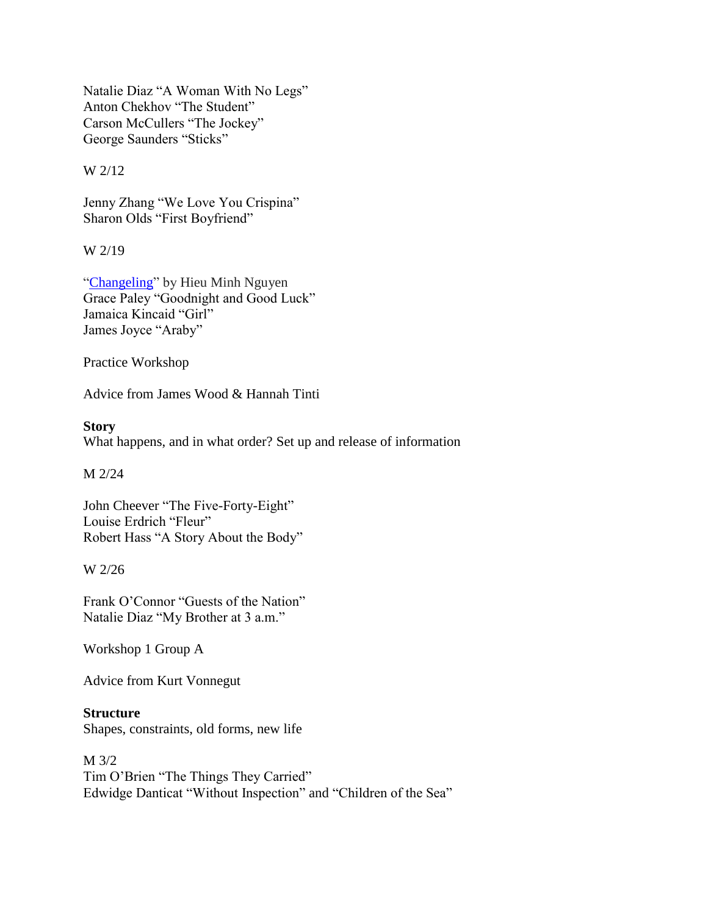Natalie Diaz "A Woman With No Legs"
Anton Chekhov "The Student"
Carson McCullers "The Jockey"
George Saunders "Sticks"

W 2/12

Jenny Zhang "We Love You Crispina"
Sharon Olds "First Boyfriend"

W 2/19

"Changeling" by Hieu Minh Nguyen
Grace Paley "Goodnight and Good Luck"
Jamaica Kincaid "Girl"
James Joyce "Araby"

Practice Workshop

Advice from James Wood & Hannah Tinti

**Story**
What happens, and in what order? Set up and release of information

M 2/24

John Cheever "The Five-Forty-Eight"
Louise Erdrich "Fleur"
Robert Hass "A Story About the Body"

W 2/26

Frank O'Connor "Guests of the Nation"
Natalie Diaz "My Brother at 3 a.m."

Workshop 1 Group A

Advice from Kurt Vonnegut

**Structure**
Shapes, constraints, old forms, new life

M 3/2
Tim O'Brien "The Things They Carried"
Edwidge Danticat "Without Inspection" and "Children of the Sea"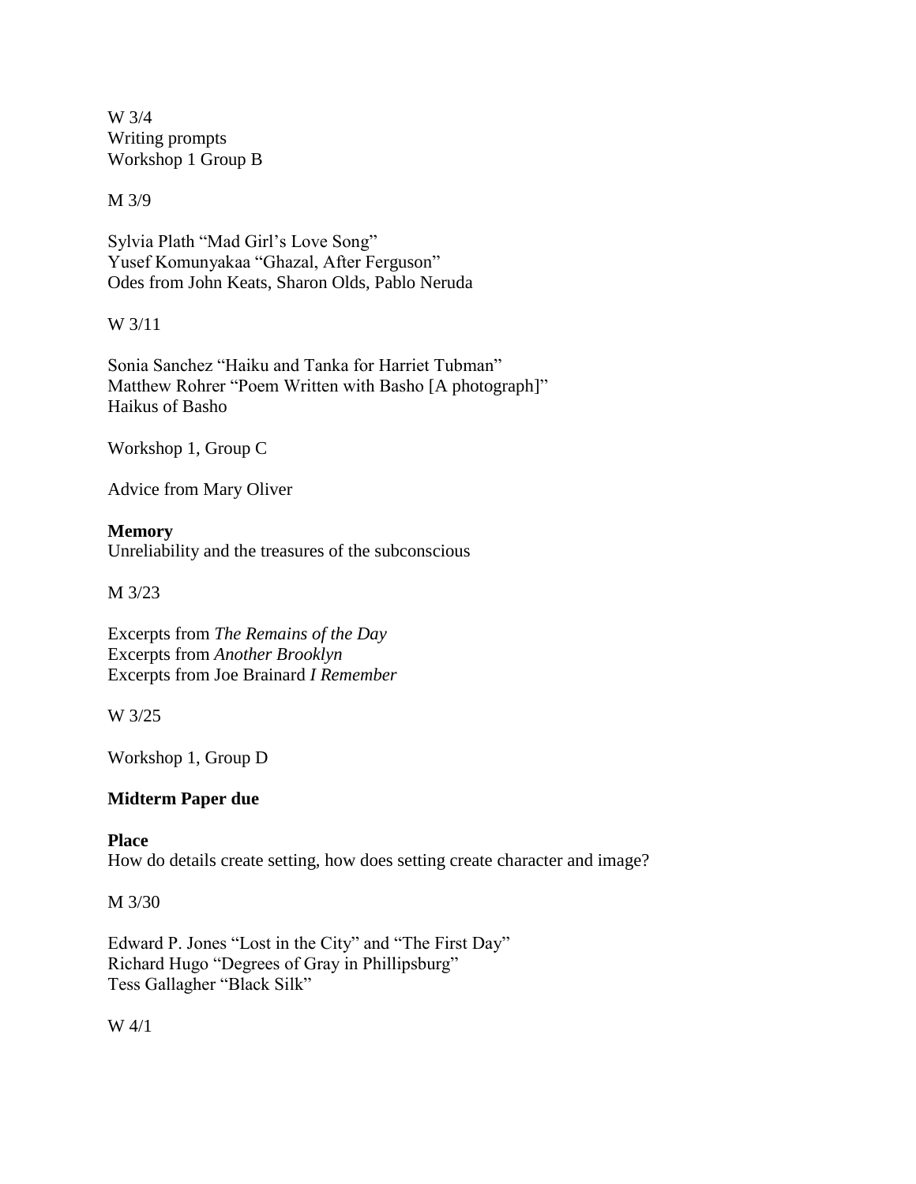W 3/4
Writing prompts
Workshop 1 Group B

M 3/9

Sylvia Plath "Mad Girl's Love Song"
Yusef Komunyakaa "Ghazal, After Ferguson"
Odes from John Keats, Sharon Olds, Pablo Neruda

W 3/11

Sonia Sanchez "Haiku and Tanka for Harriet Tubman"
Matthew Rohrer "Poem Written with Basho [A photograph]"
Haikus of Basho

Workshop 1, Group C

Advice from Mary Oliver

**Memory**
Unreliability and the treasures of the subconscious

M 3/23

Excerpts from *The Remains of the Day*
Excerpts from *Another Brooklyn*
Excerpts from Joe Brainard *I Remember*

W 3/25

Workshop 1, Group D

**Midterm Paper due**

**Place**
How do details create setting, how does setting create character and image?

M 3/30

Edward P. Jones "Lost in the City" and "The First Day"
Richard Hugo "Degrees of Gray in Phillipsburg"
Tess Gallagher "Black Silk"

W 4/1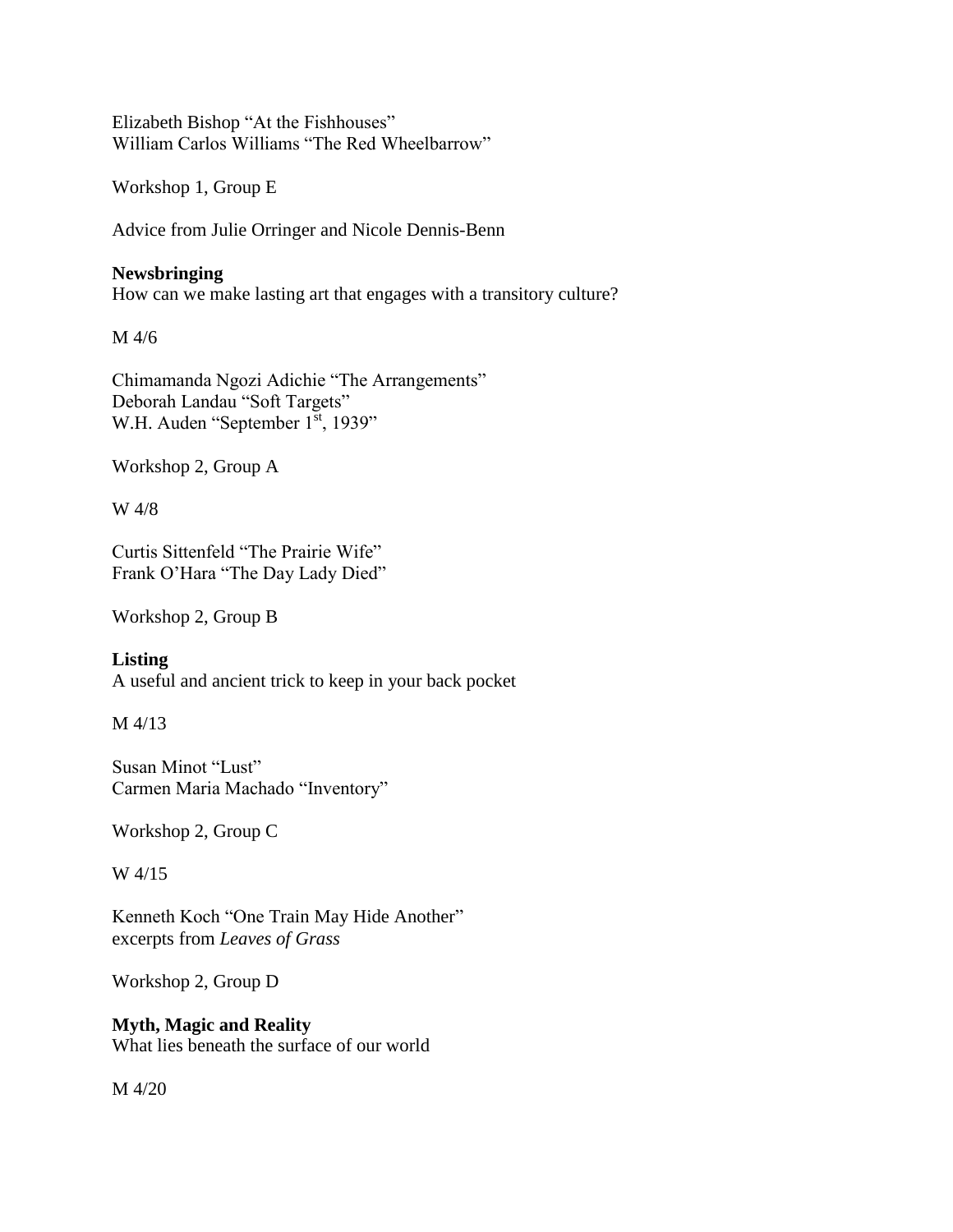Elizabeth Bishop "At the Fishhouses"
William Carlos Williams "The Red Wheelbarrow"

Workshop 1, Group E

Advice from Julie Orringer and Nicole Dennis-Benn

**Newsbringing**
How can we make lasting art that engages with a transitory culture?

M 4/6

Chimamanda Ngozi Adichie "The Arrangements"
Deborah Landau "Soft Targets"
W.H. Auden "September 1st, 1939"

Workshop 2, Group A

W 4/8

Curtis Sittenfeld "The Prairie Wife"
Frank O'Hara "The Day Lady Died"

Workshop 2, Group B

**Listing**
A useful and ancient trick to keep in your back pocket

M 4/13

Susan Minot "Lust"
Carmen Maria Machado "Inventory"

Workshop 2, Group C

W 4/15

Kenneth Koch "One Train May Hide Another"
excerpts from *Leaves of Grass*

Workshop 2, Group D

**Myth, Magic and Reality**
What lies beneath the surface of our world

M 4/20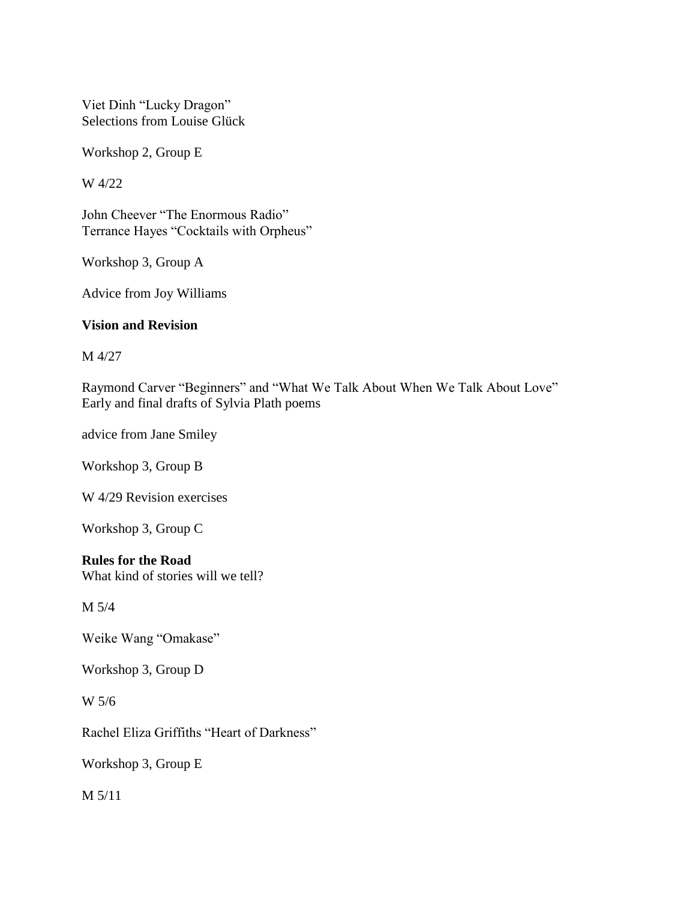Viet Dinh "Lucky Dragon"
Selections from Louise Glück

Workshop 2, Group E

W 4/22

John Cheever "The Enormous Radio"
Terrance Hayes "Cocktails with Orpheus"

Workshop 3, Group A

Advice from Joy Williams

**Vision and Revision**

M 4/27

Raymond Carver "Beginners" and "What We Talk About When We Talk About Love"
Early and final drafts of Sylvia Plath poems

advice from Jane Smiley

Workshop 3, Group B

W 4/29 Revision exercises

Workshop 3, Group C

**Rules for the Road**
What kind of stories will we tell?

M 5/4

Weike Wang "Omakase"

Workshop 3, Group D

W 5/6

Rachel Eliza Griffiths "Heart of Darkness"

Workshop 3, Group E

M 5/11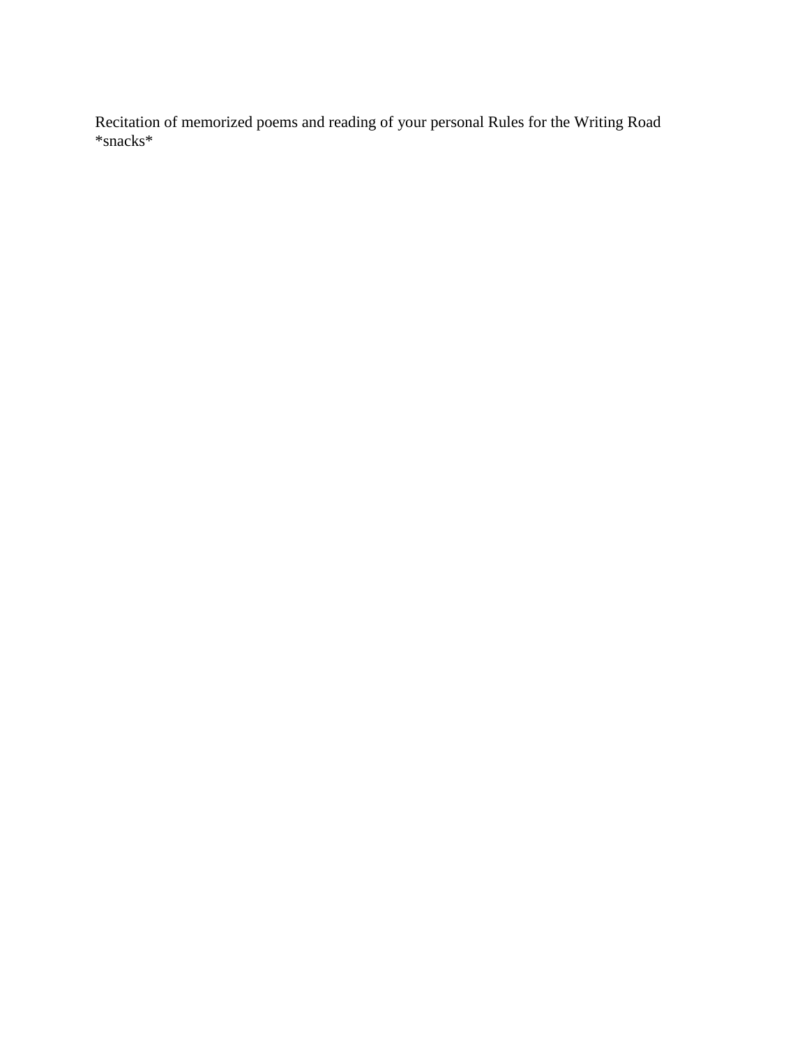Recitation of memorized poems and reading of your personal Rules for the Writing Road
*snacks*